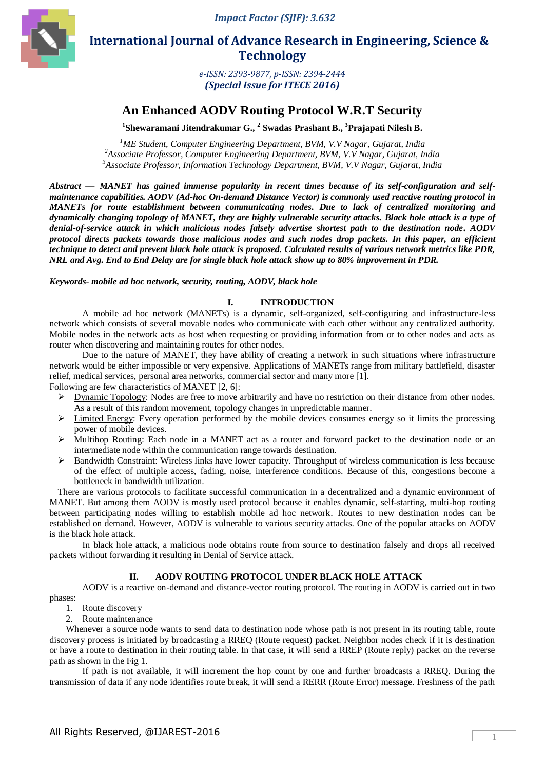# An Enhanced AODV Routing Protocol W.R.T Security

**[1]Shewaramani Jitendrakumar G., [2] Swadas Prashant B., [3]Prajapati Nilesh B.**

*[1]ME Student, Computer Engineering Department, BVM, V.V Nagar, Gujarat, India*
*[2]Associate Professor, Computer Engineering Department, BVM, V.V Nagar, Gujarat, India*
*[3]Associate Professor, Information Technology Department, BVM, V.V Nagar, Gujarat, India*

***Abstract — MANET has gained immense popularity in recent times because of its self-configuration and self-maintenance capabilities. AODV (Ad-hoc On-demand Distance Vector) is commonly used reactive routing protocol in MANETs for route establishment between communicating nodes. Due to lack of centralized monitoring and dynamically changing topology of MANET, they are highly vulnerable security attacks. Black hole attack is a type of denial-of-service attack in which malicious nodes falsely advertise shortest path to the destination node. AODV protocol directs packets towards those malicious nodes and such nodes drop packets. In this paper, an efficient technique to detect and prevent black hole attack is proposed. Calculated results of various network metrics like PDR, NRL and Avg. End to End Delay are for single black hole attack show up to 80% improvement in PDR.***

***Keywords- mobile ad hoc network, security, routing, AODV, black hole***

## I. INTRODUCTION

A mobile ad hoc network (MANETs) is a dynamic, self-organized, self-configuring and infrastructure-less network which consists of several movable nodes who communicate with each other without any centralized authority. Mobile nodes in the network acts as host when requesting or providing information from or to other nodes and acts as router when discovering and maintaining routes for other nodes.

Due to the nature of MANET, they have ability of creating a network in such situations where infrastructure network would be either impossible or very expensive. Applications of MANETs range from military battlefield, disaster relief, medical services, personal area networks, commercial sector and many more [1].

Following are few characteristics of MANET [2, 6]:

- Dynamic Topology: Nodes are free to move arbitrarily and have no restriction on their distance from other nodes. As a result of this random movement, topology changes in unpredictable manner.
- Limited Energy: Every operation performed by the mobile devices consumes energy so it limits the processing power of mobile devices.
- Multihop Routing: Each node in a MANET act as a router and forward packet to the destination node or an intermediate node within the communication range towards destination.
- Bandwidth Constraint: Wireless links have lower capacity. Throughput of wireless communication is less because of the effect of multiple access, fading, noise, interference conditions. Because of this, congestions become a bottleneck in bandwidth utilization.

There are various protocols to facilitate successful communication in a decentralized and a dynamic environment of MANET. But among them AODV is mostly used protocol because it enables dynamic, self-starting, multi-hop routing between participating nodes willing to establish mobile ad hoc network. Routes to new destination nodes can be established on demand. However, AODV is vulnerable to various security attacks. One of the popular attacks on AODV is the black hole attack.

In black hole attack, a malicious node obtains route from source to destination falsely and drops all received packets without forwarding it resulting in Denial of Service attack.

## II. AODV ROUTING PROTOCOL UNDER BLACK HOLE ATTACK

AODV is a reactive on-demand and distance-vector routing protocol. The routing in AODV is carried out in two phases:

1. Route discovery
2. Route maintenance

Whenever a source node wants to send data to destination node whose path is not present in its routing table, route discovery process is initiated by broadcasting a RREQ (Route request) packet. Neighbor nodes check if it is destination or have a route to destination in their routing table. In that case, it will send a RREP (Route reply) packet on the reverse path as shown in the Fig 1.

If path is not available, it will increment the hop count by one and further broadcasts a RREQ. During the transmission of data if any node identifies route break, it will send a RERR (Route Error) message. Freshness of the path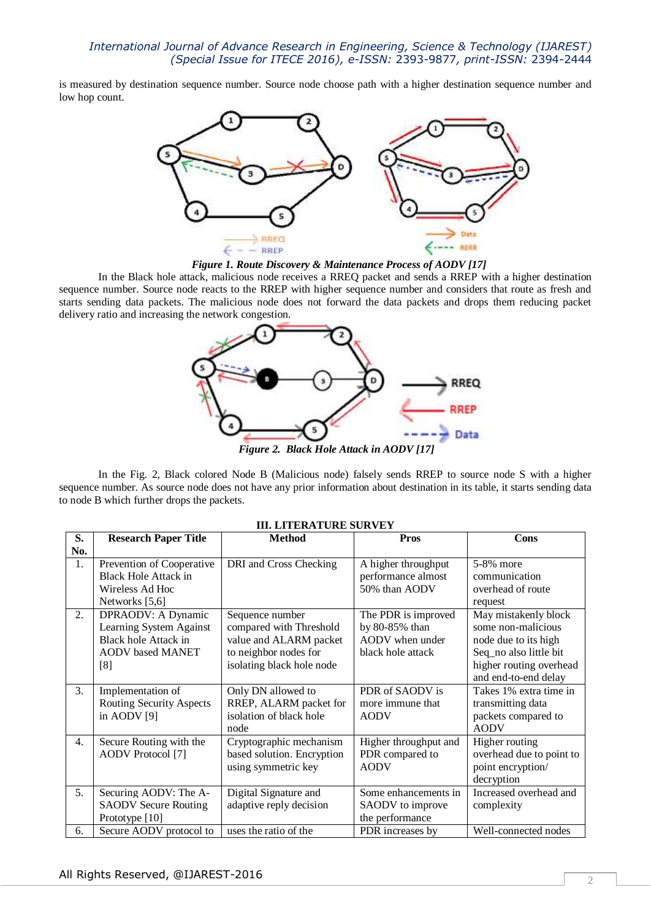is measured by destination sequence number. Source node choose path with a higher destination sequence number and low hop count.

*Figure 1. Route Discovery & Maintenance Process of AODV [17]*

In the Black hole attack, malicious node receives a RREQ packet and sends a RREP with a higher destination sequence number. Source node reacts to the RREP with higher sequence number and considers that route as fresh and starts sending data packets. The malicious node does not forward the data packets and drops them reducing packet delivery ratio and increasing the network congestion.

*Figure 2. Black Hole Attack in AODV [17]*

In the Fig. 2, Black colored Node B (Malicious node) falsely sends RREP to source node S with a higher sequence number. As source node does not have any prior information about destination in its table, it starts sending data to node B which further drops the packets.

## III. LITERATURE SURVEY

| S. No. | Research Paper Title | Method | Pros | Cons |
|---|---|---|---|---|
| 1. | Prevention of Cooperative Black Hole Attack in Wireless Ad Hoc Networks [5,6] | DRI and Cross Checking | A higher throughput performance almost 50% than AODV | 5-8% more communication overhead of route request |
| 2. | DPRAODV: A Dynamic Learning System Against Black hole Attack in AODV based MANET [8] | Sequence number compared with Threshold value and ALARM packet to neighbor nodes for isolating black hole node | The PDR is improved by 80-85% than AODV when under black hole attack | May mistakenly block some non-malicious node due to its high Seq_no also little bit higher routing overhead and end-to-end delay |
| 3. | Implementation of Routing Security Aspects in AODV [9] | Only DN allowed to RREP, ALARM packet for isolation of black hole node | PDR of SAODV is more immune that AODV | Takes 1% extra time in transmitting data packets compared to AODV |
| 4. | Secure Routing with the AODV Protocol [7] | Cryptographic mechanism based solution. Encryption using symmetric key | Higher throughput and PDR compared to AODV | Higher routing overhead due to point to point encryption/ decryption |
| 5. | Securing AODV: The A-SAODV Secure Routing Prototype [10] | Digital Signature and adaptive reply decision | Some enhancements in SAODV to improve the performance | Increased overhead and complexity |
| 6. | Secure AODV protocol to | uses the ratio of the | PDR increases by | Well-connected nodes |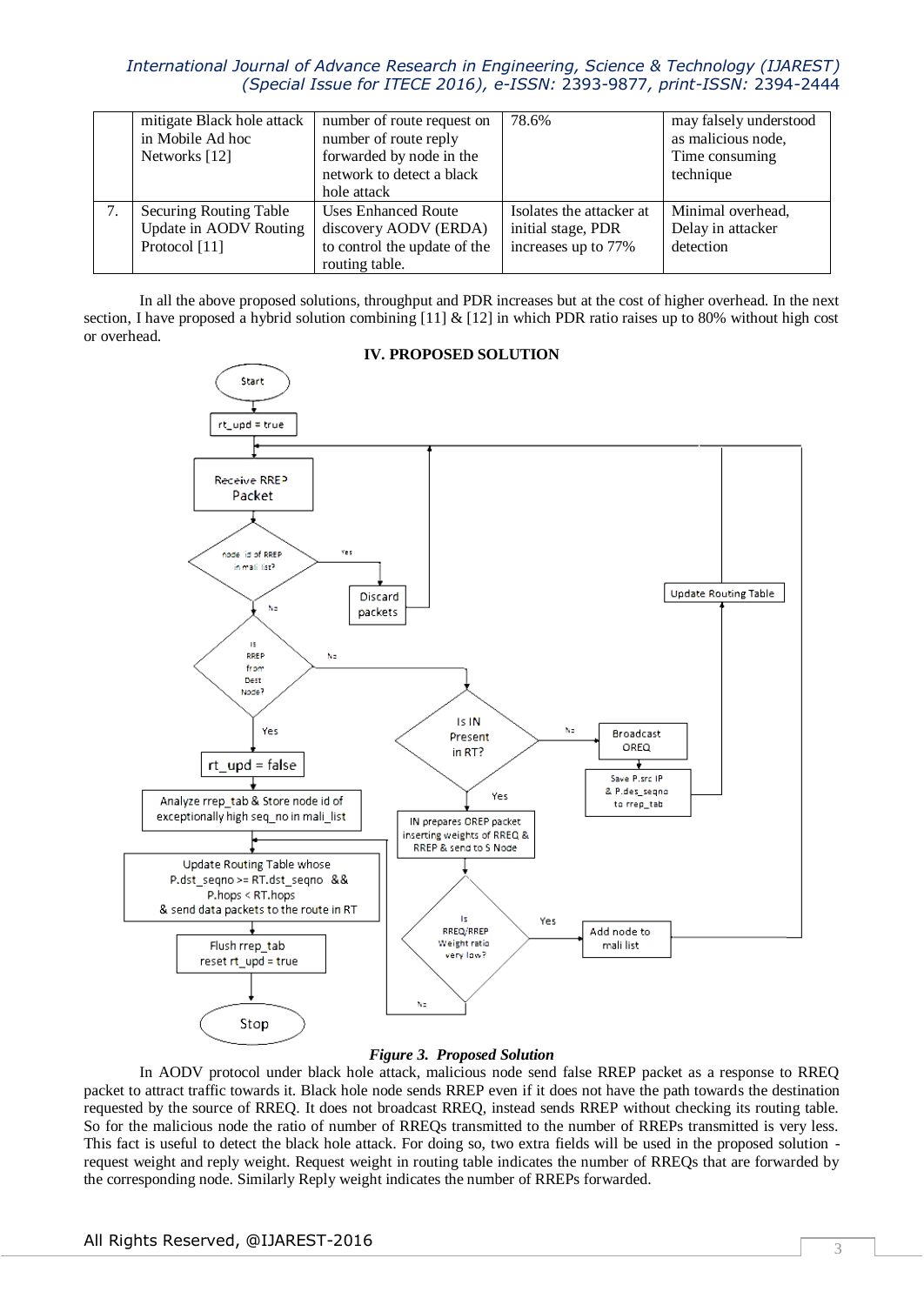|  | mitigate Black hole attack in Mobile Ad hoc Networks [12] | number of route request on number of route reply forwarded by node in the network to detect a black hole attack | 78.6% | may falsely understood as malicious node, Time consuming technique |
|---|---|---|---|---|
| 7. | Securing Routing Table Update in AODV Routing Protocol [11] | Uses Enhanced Route discovery AODV (ERDA) to control the update of the routing table. | Isolates the attacker at initial stage, PDR increases up to 77% | Minimal overhead, Delay in attacker detection |

In all the above proposed solutions, throughput and PDR increases but at the cost of higher overhead. In the next section, I have proposed a hybrid solution combining [11] & [12] in which PDR ratio raises up to 80% without high cost or overhead.

## IV. PROPOSED SOLUTION

*Figure 3. Proposed Solution*

In AODV protocol under black hole attack, malicious node send false RREP packet as a response to RREQ packet to attract traffic towards it. Black hole node sends RREP even if it does not have the path towards the destination requested by the source of RREQ. It does not broadcast RREQ, instead sends RREP without checking its routing table. So for the malicious node the ratio of number of RREQs transmitted to the number of RREPs transmitted is very less. This fact is useful to detect the black hole attack. For doing so, two extra fields will be used in the proposed solution - request weight and reply weight. Request weight in routing table indicates the number of RREQs that are forwarded by the corresponding node. Similarly Reply weight indicates the number of RREPs forwarded.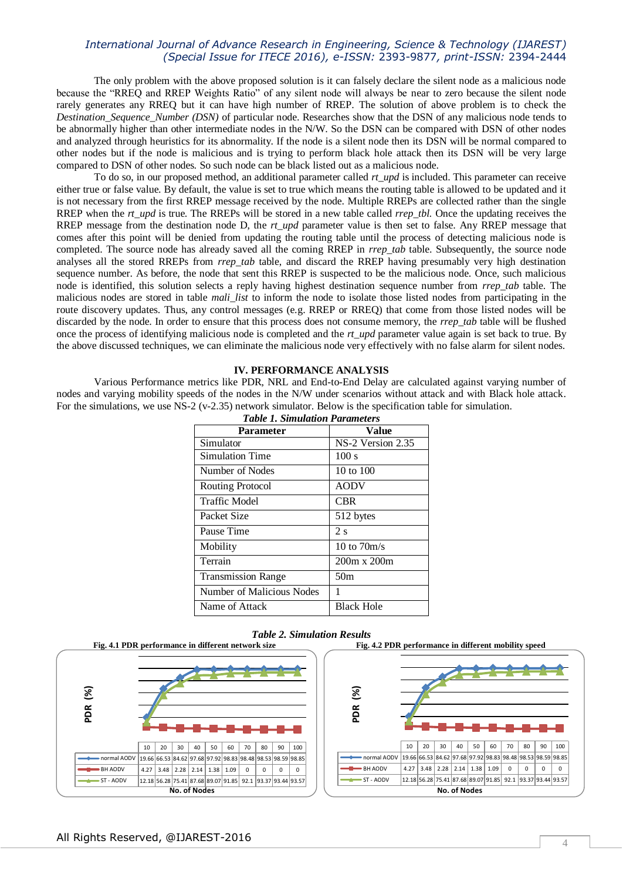The only problem with the above proposed solution is it can falsely declare the silent node as a malicious node because the "RREQ and RREP Weights Ratio" of any silent node will always be near to zero because the silent node rarely generates any RREQ but it can have high number of RREP. The solution of above problem is to check the *Destination_Sequence_Number (DSN)* of particular node. Researches show that the DSN of any malicious node tends to be abnormally higher than other intermediate nodes in the N/W. So the DSN can be compared with DSN of other nodes and analyzed through heuristics for its abnormality. If the node is a silent node then its DSN will be normal compared to other nodes but if the node is malicious and is trying to perform black hole attack then its DSN will be very large compared to DSN of other nodes. So such node can be black listed out as a malicious node.

To do so, in our proposed method, an additional parameter called *rt_upd* is included. This parameter can receive either true or false value. By default, the value is set to true which means the routing table is allowed to be updated and it is not necessary from the first RREP message received by the node. Multiple RREPs are collected rather than the single RREP when the *rt_upd* is true. The RREPs will be stored in a new table called *rrep_tbl.* Once the updating receives the RREP message from the destination node D, the *rt_upd* parameter value is then set to false. Any RREP message that comes after this point will be denied from updating the routing table until the process of detecting malicious node is completed. The source node has already saved all the coming RREP in *rrep_tab* table. Subsequently, the source node analyses all the stored RREPs from *rrep_tab* table, and discard the RREP having presumably very high destination sequence number. As before, the node that sent this RREP is suspected to be the malicious node. Once, such malicious node is identified, this solution selects a reply having highest destination sequence number from *rrep_tab* table. The malicious nodes are stored in table *mali_list* to inform the node to isolate those listed nodes from participating in the route discovery updates. Thus, any control messages (e.g. RREP or RREQ) that come from those listed nodes will be discarded by the node. In order to ensure that this process does not consume memory, the *rrep_tab* table will be flushed once the process of identifying malicious node is completed and the *rt_upd* parameter value again is set back to true. By the above discussed techniques, we can eliminate the malicious node very effectively with no false alarm for silent nodes.

## IV. PERFORMANCE ANALYSIS

Various Performance metrics like PDR, NRL and End-to-End Delay are calculated against varying number of nodes and varying mobility speeds of the nodes in the N/W under scenarios without attack and with Black hole attack. For the simulations, we use NS-2 (v-2.35) network simulator. Below is the specification table for simulation.

***Table 1. Simulation Parameters***

| Parameter | Value |
|---|---|
| Simulator | NS-2 Version 2.35 |
| Simulation Time | 100 s |
| Number of Nodes | 10 to 100 |
| Routing Protocol | AODV |
| Traffic Model | CBR |
| Packet Size | 512 bytes |
| Pause Time | 2 s |
| Mobility | 10 to 70m/s |
| Terrain | 200m x 200m |
| Transmission Range | 50m |
| Number of Malicious Nodes | 1 |
| Name of Attack | Black Hole |

***Table 2. Simulation Results***

**Fig. 4.1 PDR performance in different network size**

| No. of Nodes | 10 | 20 | 30 | 40 | 50 | 60 | 70 | 80 | 90 | 100 |
|---|---|---|---|---|---|---|---|---|---|---|
| normal AODV | 19.66 | 66.53 | 84.62 | 97.68 | 97.92 | 98.83 | 98.48 | 98.53 | 98.59 | 98.85 |
| BH AODV | 4.27 | 3.48 | 2.28 | 2.14 | 1.38 | 1.09 | 0 | 0 | 0 | 0 |
| ST - AODV | 12.18 | 56.28 | 75.41 | 87.68 | 89.07 | 91.85 | 92.1 | 93.37 | 93.44 | 93.57 |

**Fig. 4.2 PDR performance in different mobility speed**

| No. of Nodes | 10 | 20 | 30 | 40 | 50 | 60 | 70 | 80 | 90 | 100 |
|---|---|---|---|---|---|---|---|---|---|---|
| normal AODV | 19.66 | 66.53 | 84.62 | 97.68 | 97.92 | 98.83 | 98.48 | 98.53 | 98.59 | 98.85 |
| BH AODV | 4.27 | 3.48 | 2.28 | 2.14 | 1.38 | 1.09 | 0 | 0 | 0 | 0 |
| ST - AODV | 12.18 | 56.28 | 75.41 | 87.68 | 89.07 | 91.85 | 92.1 | 93.37 | 93.44 | 93.57 |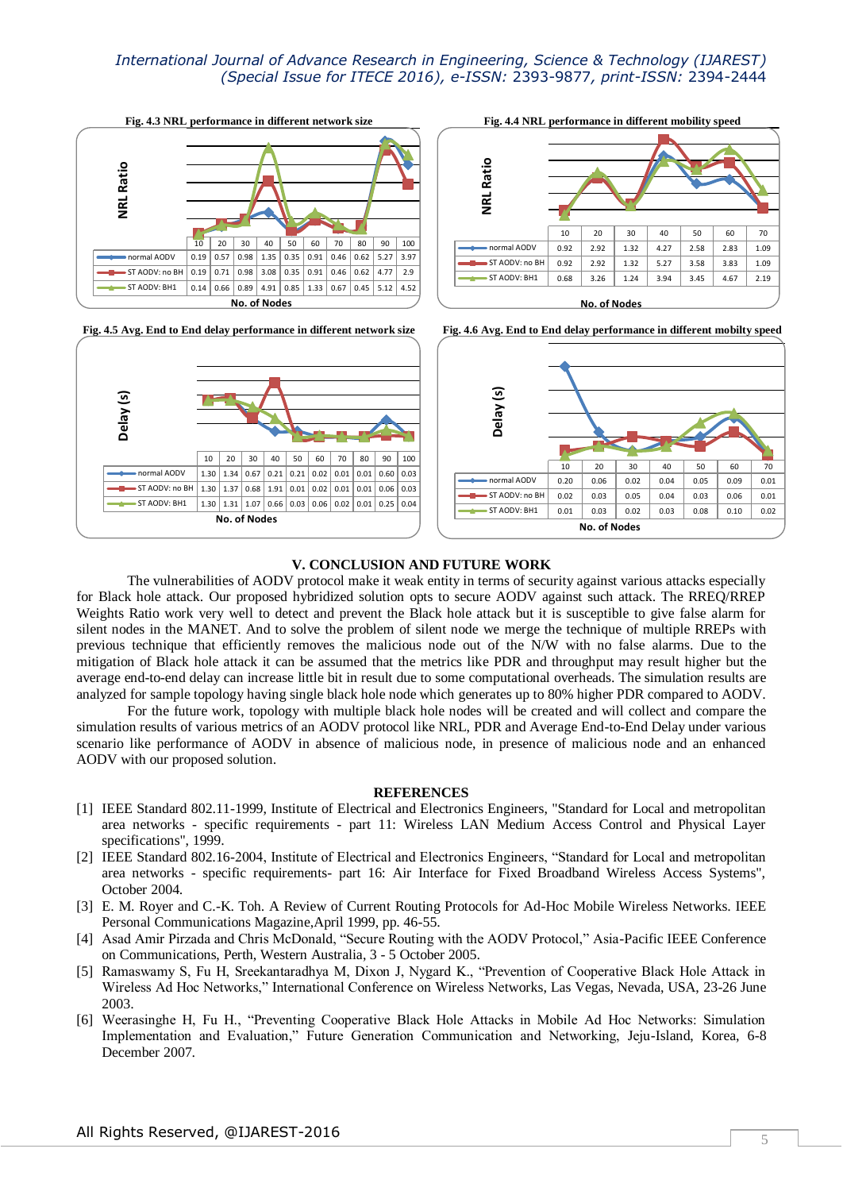**Fig. 4.3 NRL performance in different network size**

| No. of Nodes | 10 | 20 | 30 | 40 | 50 | 60 | 70 | 80 | 90 | 100 |
|---|---|---|---|---|---|---|---|---|---|---|
| normal AODV | 0.19 | 0.57 | 0.98 | 1.35 | 0.35 | 0.91 | 0.46 | 0.62 | 5.27 | 3.97 |
| ST AODV: no BH | 0.19 | 0.71 | 0.98 | 3.08 | 0.35 | 0.91 | 0.46 | 0.62 | 4.77 | 2.9 |
| ST AODV: BH1 | 0.14 | 0.66 | 0.89 | 4.91 | 0.85 | 1.33 | 0.67 | 0.45 | 5.12 | 4.52 |

**Fig. 4.4 NRL performance in different mobility speed**

| No. of Nodes | 10 | 20 | 30 | 40 | 50 | 60 | 70 |
|---|---|---|---|---|---|---|---|
| normal AODV | 0.92 | 2.92 | 1.32 | 4.27 | 2.58 | 2.83 | 1.09 |
| ST AODV: no BH | 0.92 | 2.92 | 1.32 | 5.27 | 3.58 | 3.83 | 1.09 |
| ST AODV: BH1 | 0.68 | 3.26 | 1.24 | 3.94 | 3.45 | 4.67 | 2.19 |

**Fig. 4.5 Avg. End to End delay performance in different network size**

| No. of Nodes | 10 | 20 | 30 | 40 | 50 | 60 | 70 | 80 | 90 | 100 |
|---|---|---|---|---|---|---|---|---|---|---|
| normal AODV | 1.30 | 1.34 | 0.67 | 0.21 | 0.21 | 0.02 | 0.01 | 0.01 | 0.60 | 0.03 |
| ST AODV: no BH | 1.30 | 1.37 | 0.68 | 1.91 | 0.01 | 0.02 | 0.01 | 0.01 | 0.06 | 0.03 |
| ST AODV: BH1 | 1.30 | 1.31 | 1.07 | 0.66 | 0.03 | 0.06 | 0.02 | 0.01 | 0.25 | 0.04 |

**Fig. 4.6 Avg. End to End delay performance in different mobilty speed**

| No. of Nodes | 10 | 20 | 30 | 40 | 50 | 60 | 70 |
|---|---|---|---|---|---|---|---|
| normal AODV | 0.20 | 0.06 | 0.02 | 0.04 | 0.05 | 0.09 | 0.01 |
| ST AODV: no BH | 0.02 | 0.03 | 0.05 | 0.04 | 0.03 | 0.06 | 0.01 |
| ST AODV: BH1 | 0.01 | 0.03 | 0.02 | 0.03 | 0.08 | 0.10 | 0.02 |

## V. CONCLUSION AND FUTURE WORK

The vulnerabilities of AODV protocol make it weak entity in terms of security against various attacks especially for Black hole attack. Our proposed hybridized solution opts to secure AODV against such attack. The RREQ/RREP Weights Ratio work very well to detect and prevent the Black hole attack but it is susceptible to give false alarm for silent nodes in the MANET. And to solve the problem of silent node we merge the technique of multiple RREPs with previous technique that efficiently removes the malicious node out of the N/W with no false alarms. Due to the mitigation of Black hole attack it can be assumed that the metrics like PDR and throughput may result higher but the average end-to-end delay can increase little bit in result due to some computational overheads. The simulation results are analyzed for sample topology having single black hole node which generates up to 80% higher PDR compared to AODV.

For the future work, topology with multiple black hole nodes will be created and will collect and compare the simulation results of various metrics of an AODV protocol like NRL, PDR and Average End-to-End Delay under various scenario like performance of AODV in absence of malicious node, in presence of malicious node and an enhanced AODV with our proposed solution.

## REFERENCES

[1] IEEE Standard 802.11-1999, Institute of Electrical and Electronics Engineers, "Standard for Local and metropolitan area networks - specific requirements - part 11: Wireless LAN Medium Access Control and Physical Layer specifications", 1999.

[2] IEEE Standard 802.16-2004, Institute of Electrical and Electronics Engineers, "Standard for Local and metropolitan area networks - specific requirements- part 16: Air Interface for Fixed Broadband Wireless Access Systems", October 2004.

[3] E. M. Royer and C.-K. Toh. A Review of Current Routing Protocols for Ad-Hoc Mobile Wireless Networks. IEEE Personal Communications Magazine,April 1999, pp. 46-55.

[4] Asad Amir Pirzada and Chris McDonald, "Secure Routing with the AODV Protocol," Asia-Pacific IEEE Conference on Communications, Perth, Western Australia, 3 - 5 October 2005.

[5] Ramaswamy S, Fu H, Sreekantaradhya M, Dixon J, Nygard K., "Prevention of Cooperative Black Hole Attack in Wireless Ad Hoc Networks," International Conference on Wireless Networks, Las Vegas, Nevada, USA, 23-26 June 2003.

[6] Weerasinghe H, Fu H., "Preventing Cooperative Black Hole Attacks in Mobile Ad Hoc Networks: Simulation Implementation and Evaluation," Future Generation Communication and Networking, Jeju-Island, Korea, 6-8 December 2007.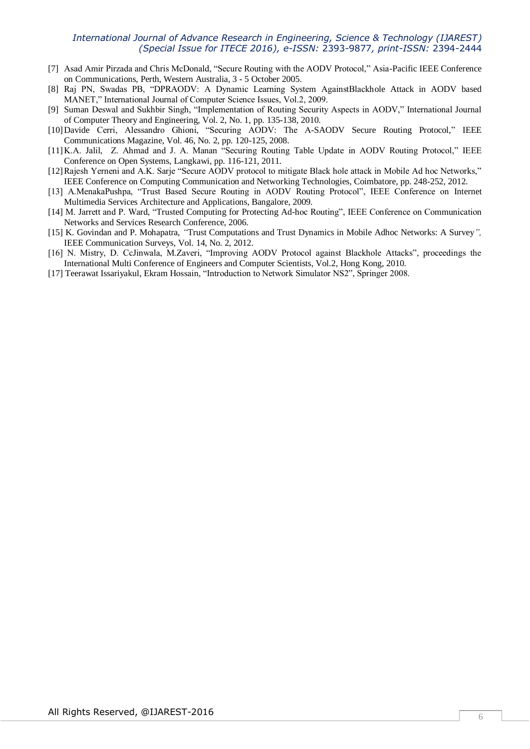[7] Asad Amir Pirzada and Chris McDonald, "Secure Routing with the AODV Protocol," Asia-Pacific IEEE Conference on Communications, Perth, Western Australia, 3 - 5 October 2005.

[8] Raj PN, Swadas PB, "DPRAODV: A Dynamic Learning System AgainstBlackhole Attack in AODV based MANET," International Journal of Computer Science Issues, Vol.2, 2009.

[9] Suman Deswal and Sukhbir Singh, "Implementation of Routing Security Aspects in AODV," International Journal of Computer Theory and Engineering, Vol. 2, No. 1, pp. 135-138, 2010.

[10] Davide Cerri, Alessandro Ghioni, "Securing AODV: The A-SAODV Secure Routing Protocol," IEEE Communications Magazine, Vol. 46, No. 2, pp. 120-125, 2008.

[11] K.A. Jalil, Z. Ahmad and J. A. Manan "Securing Routing Table Update in AODV Routing Protocol," IEEE Conference on Open Systems, Langkawi, pp. 116-121, 2011.

[12] Rajesh Yerneni and A.K. Sarje "Secure AODV protocol to mitigate Black hole attack in Mobile Ad hoc Networks," IEEE Conference on Computing Communication and Networking Technologies, Coimbatore, pp. 248-252, 2012.

[13] A.MenakaPushpa, "Trust Based Secure Routing in AODV Routing Protocol", IEEE Conference on Internet Multimedia Services Architecture and Applications, Bangalore, 2009.

[14] M. Jarrett and P. Ward, "Trusted Computing for Protecting Ad-hoc Routing", IEEE Conference on Communication Networks and Services Research Conference, 2006.

[15] K. Govindan and P. Mohapatra, *"*Trust Computations and Trust Dynamics in Mobile Adhoc Networks: A Survey*",* IEEE Communication Surveys, Vol. 14, No. 2, 2012.

[16] N. Mistry, D. CcJinwala, M.Zaveri, "Improving AODV Protocol against Blackhole Attacks", proceedings the International Multi Conference of Engineers and Computer Scientists, Vol.2, Hong Kong, 2010.

[17] Teerawat Issariyakul, Ekram Hossain, "Introduction to Network Simulator NS2", Springer 2008.